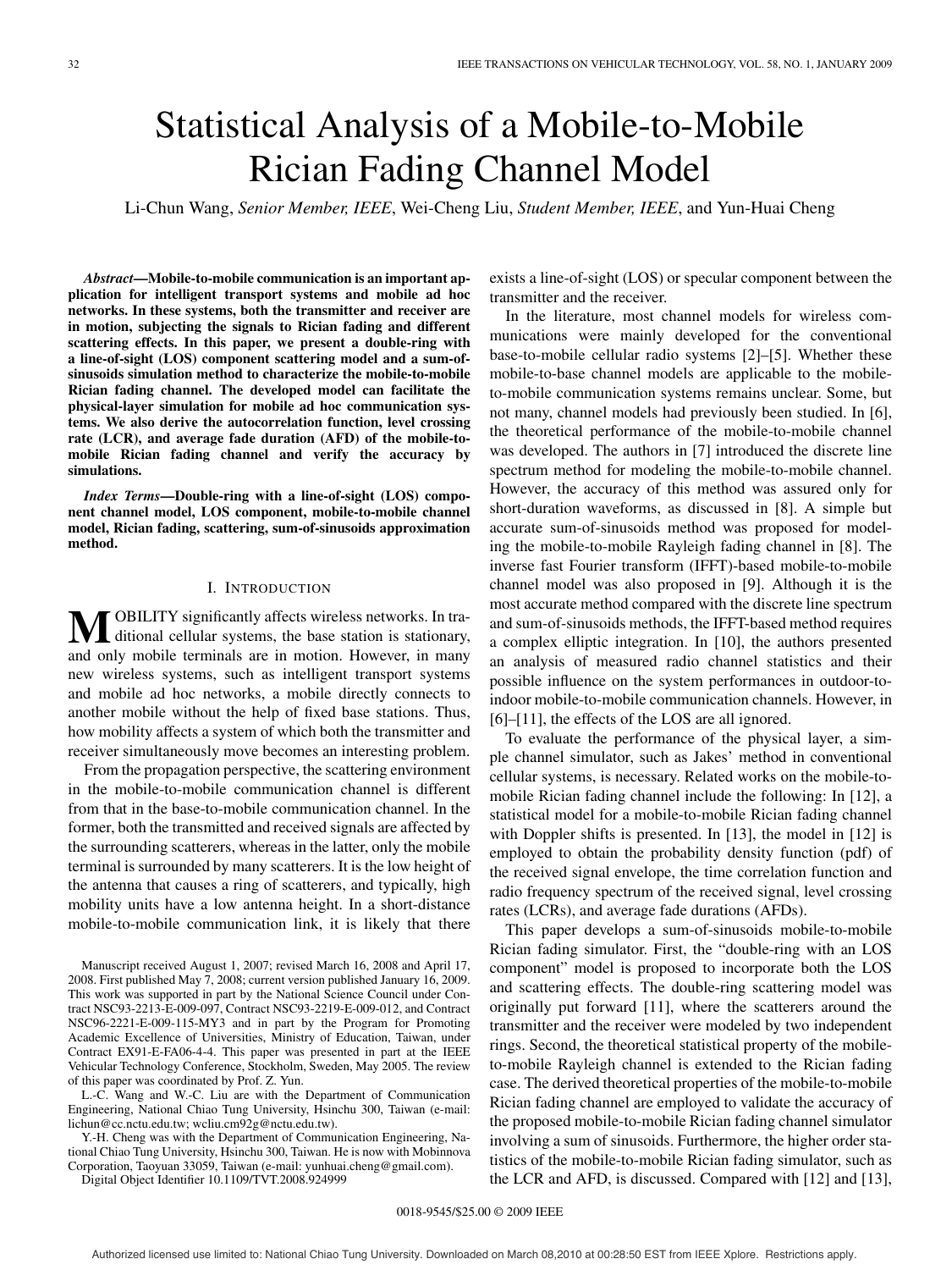# Statistical Analysis of a Mobile-to-Mobile Rician Fading Channel Model

Li-Chun Wang, *Senior Member, IEEE*, Wei-Cheng Liu, *Student Member, IEEE*, and Yun-Huai Cheng

***Abstract*—Mobile-to-mobile communication is an important application for intelligent transport systems and mobile ad hoc networks. In these systems, both the transmitter and receiver are in motion, subjecting the signals to Rician fading and different scattering effects. In this paper, we present a double-ring with a line-of-sight (LOS) component scattering model and a sum-of-sinusoids simulation method to characterize the mobile-to-mobile Rician fading channel. The developed model can facilitate the physical-layer simulation for mobile ad hoc communication systems. We also derive the autocorrelation function, level crossing rate (LCR), and average fade duration (AFD) of the mobile-to-mobile Rician fading channel and verify the accuracy by simulations.**

***Index Terms*—Double-ring with a line-of-sight (LOS) component channel model, LOS component, mobile-to-mobile channel model, Rician fading, scattering, sum-of-sinusoids approximation method.**

## I. Introduction

MOBILITY significantly affects wireless networks. In traditional cellular systems, the base station is stationary, and only mobile terminals are in motion. However, in many new wireless systems, such as intelligent transport systems and mobile ad hoc networks, a mobile directly connects to another mobile without the help of fixed base stations. Thus, how mobility affects a system of which both the transmitter and receiver simultaneously move becomes an interesting problem.

From the propagation perspective, the scattering environment in the mobile-to-mobile communication channel is different from that in the base-to-mobile communication channel. In the former, both the transmitted and received signals are affected by the surrounding scatterers, whereas in the latter, only the mobile terminal is surrounded by many scatterers. It is the low height of the antenna that causes a ring of scatterers, and typically, high mobility units have a low antenna height. In a short-distance mobile-to-mobile communication link, it is likely that there exists a line-of-sight (LOS) or specular component between the transmitter and the receiver.

In the literature, most channel models for wireless communications were mainly developed for the conventional base-to-mobile cellular radio systems [2]–[5]. Whether these mobile-to-base channel models are applicable to the mobile-to-mobile communication systems remains unclear. Some, but not many, channel models had previously been studied. In [6], the theoretical performance of the mobile-to-mobile channel was developed. The authors in [7] introduced the discrete line spectrum method for modeling the mobile-to-mobile channel. However, the accuracy of this method was assured only for short-duration waveforms, as discussed in [8]. A simple but accurate sum-of-sinusoids method was proposed for modeling the mobile-to-mobile Rayleigh fading channel in [8]. The inverse fast Fourier transform (IFFT)-based mobile-to-mobile channel model was also proposed in [9]. Although it is the most accurate method compared with the discrete line spectrum and sum-of-sinusoids methods, the IFFT-based method requires a complex elliptic integration. In [10], the authors presented an analysis of measured radio channel statistics and their possible influence on the system performances in outdoor-to-indoor mobile-to-mobile communication channels. However, in [6]–[11], the effects of the LOS are all ignored.

To evaluate the performance of the physical layer, a simple channel simulator, such as Jakes' method in conventional cellular systems, is necessary. Related works on the mobile-to-mobile Rician fading channel include the following: In [12], a statistical model for a mobile-to-mobile Rician fading channel with Doppler shifts is presented. In [13], the model in [12] is employed to obtain the probability density function (pdf) of the received signal envelope, the time correlation function and radio frequency spectrum of the received signal, level crossing rates (LCRs), and average fade durations (AFDs).

This paper develops a sum-of-sinusoids mobile-to-mobile Rician fading simulator. First, the "double-ring with an LOS component" model is proposed to incorporate both the LOS and scattering effects. The double-ring scattering model was originally put forward [11], where the scatterers around the transmitter and the receiver were modeled by two independent rings. Second, the theoretical statistical property of the mobile-to-mobile Rayleigh channel is extended to the Rician fading case. The derived theoretical properties of the mobile-to-mobile Rician fading channel are employed to validate the accuracy of the proposed mobile-to-mobile Rician fading channel simulator involving a sum of sinusoids. Furthermore, the higher order statistics of the mobile-to-mobile Rician fading simulator, such as the LCR and AFD, is discussed. Compared with [12] and [13],

Manuscript received August 1, 2007; revised March 16, 2008 and April 17, 2008. First published May 7, 2008; current version published January 16, 2009. This work was supported in part by the National Science Council under Contract NSC93-2213-E-009-097, Contract NSC93-2219-E-009-012, and Contract NSC96-2221-E-009-115-MY3 and in part by the Program for Promoting Academic Excellence of Universities, Ministry of Education, Taiwan, under Contract EX91-E-FA06-4-4. This paper was presented in part at the IEEE Vehicular Technology Conference, Stockholm, Sweden, May 2005. The review of this paper was coordinated by Prof. Z. Yun.

L.-C. Wang and W.-C. Liu are with the Department of Communication Engineering, National Chiao Tung University, Hsinchu 300, Taiwan (e-mail: lichun@cc.nctu.edu.tw; wcliu.cm92g@nctu.edu.tw).

Y.-H. Cheng was with the Department of Communication Engineering, National Chiao Tung University, Hsinchu 300, Taiwan. He is now with Mobinnova Corporation, Taoyuan 33059, Taiwan (e-mail: yunhuai.cheng@gmail.com).

Digital Object Identifier 10.1109/TVT.2008.924999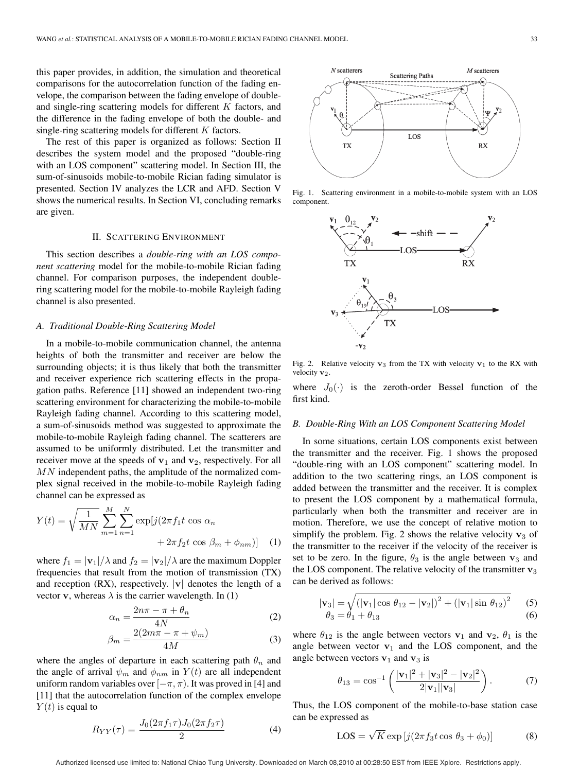this paper provides, in addition, the simulation and theoretical comparisons for the autocorrelation function of the fading envelope, the comparison between the fading envelope of double- and single-ring scattering models for different $K$ factors, and the difference in the fading envelope of both the double- and single-ring scattering models for different $K$ factors.

The rest of this paper is organized as follows: Section II describes the system model and the proposed "double-ring with an LOS component" scattering model. In Section III, the sum-of-sinusoids mobile-to-mobile Rician fading simulator is presented. Section IV analyzes the LCR and AFD. Section V shows the numerical results. In Section VI, concluding remarks are given.

## II. Scattering Environment

This section describes a *double-ring with an LOS component scattering* model for the mobile-to-mobile Rician fading channel. For comparison purposes, the independent double-ring scattering model for the mobile-to-mobile Rayleigh fading channel is also presented.

### A. Traditional Double-Ring Scattering Model

In a mobile-to-mobile communication channel, the antenna heights of both the transmitter and receiver are below the surrounding objects; it is thus likely that both the transmitter and receiver experience rich scattering effects in the propagation paths. Reference [11] showed an independent two-ring scattering environment for characterizing the mobile-to-mobile Rayleigh fading channel. According to this scattering model, a sum-of-sinusoids method was suggested to approximate the mobile-to-mobile Rayleigh fading channel. The scatterers are assumed to be uniformly distributed. Let the transmitter and receiver move at the speeds of $\mathbf{v}_1$ and $\mathbf{v}_2$, respectively. For all $MN$ independent paths, the amplitude of the normalized complex signal received in the mobile-to-mobile Rayleigh fading channel can be expressed as

$$Y(t) = \sqrt{\frac{1}{MN}} \sum_{m=1}^{M} \sum_{n=1}^{N} \exp[j(2\pi f_1 t \cos \alpha_n + 2\pi f_2 t \cos \beta_m + \phi_{nm})] \quad (1)$$

where $f_1 = |\mathbf{v}_1|/\lambda$ and $f_2 = |\mathbf{v}_2|/\lambda$ are the maximum Doppler frequencies that result from the motion of transmission (TX) and reception (RX), respectively. $|\mathbf{v}|$ denotes the length of a vector $\mathbf{v}$, whereas $\lambda$ is the carrier wavelength. In (1)

$$\alpha_n = \frac{2n\pi - \pi + \theta_n}{4N} \quad (2)$$

$$\beta_m = \frac{2(2m\pi - \pi + \psi_m)}{4M} \quad (3)$$

where the angles of departure in each scattering path $\theta_n$ and the angle of arrival $\psi_m$ and $\phi_{nm}$ in $Y(t)$ are all independent uniform random variables over $[-\pi, \pi)$. It was proved in [4] and [11] that the autocorrelation function of the complex envelope $Y(t)$ is equal to

$$R_{YY}(\tau) = \frac{J_0(2\pi f_1 \tau) J_0(2\pi f_2 \tau)}{2} \quad (4)$$

where $J_0(\cdot)$ is the zeroth-order Bessel function of the first kind.

Fig. 1. Scattering environment in a mobile-to-mobile system with an LOS component.

Fig. 2. Relative velocity $\mathbf{v}_3$ from the TX with velocity $\mathbf{v}_1$ to the RX with velocity $\mathbf{v}_2$.

### B. Double-Ring With an LOS Component Scattering Model

In some situations, certain LOS components exist between the transmitter and the receiver. Fig. 1 shows the proposed "double-ring with an LOS component" scattering model. In addition to the two scattering rings, an LOS component is added between the transmitter and the receiver. It is complex to present the LOS component by a mathematical formula, particularly when both the transmitter and receiver are in motion. Therefore, we use the concept of relative motion to simplify the problem. Fig. 2 shows the relative velocity $\mathbf{v}_3$ of the transmitter to the receiver if the velocity of the receiver is set to be zero. In the figure, $\theta_3$ is the angle between $\mathbf{v}_3$ and the LOS component. The relative velocity of the transmitter $\mathbf{v}_3$ can be derived as follows:

$$|\mathbf{v}_3| = \sqrt{(|\mathbf{v}_1| \cos \theta_{12} - |\mathbf{v}_2|)^2 + (|\mathbf{v}_1| \sin \theta_{12})^2} \quad (5)$$

$$\theta_3 = \theta_1 + \theta_{13} \quad (6)$$

where $\theta_{12}$ is the angle between vectors $\mathbf{v}_1$ and $\mathbf{v}_2$, $\theta_1$ is the angle between vector $\mathbf{v}_1$ and the LOS component, and the angle between vectors $\mathbf{v}_1$ and $\mathbf{v}_3$ is

$$\theta_{13} = \cos^{-1}\left(\frac{|\mathbf{v}_1|^2 + |\mathbf{v}_3|^2 - |\mathbf{v}_2|^2}{2|\mathbf{v}_1||\mathbf{v}_3|}\right). \quad (7)$$

Thus, the LOS component of the mobile-to-base station case can be expressed as

$$\text{LOS} = \sqrt{K} \exp[j(2\pi f_3 t \cos \theta_3 + \phi_0)] \quad (8)$$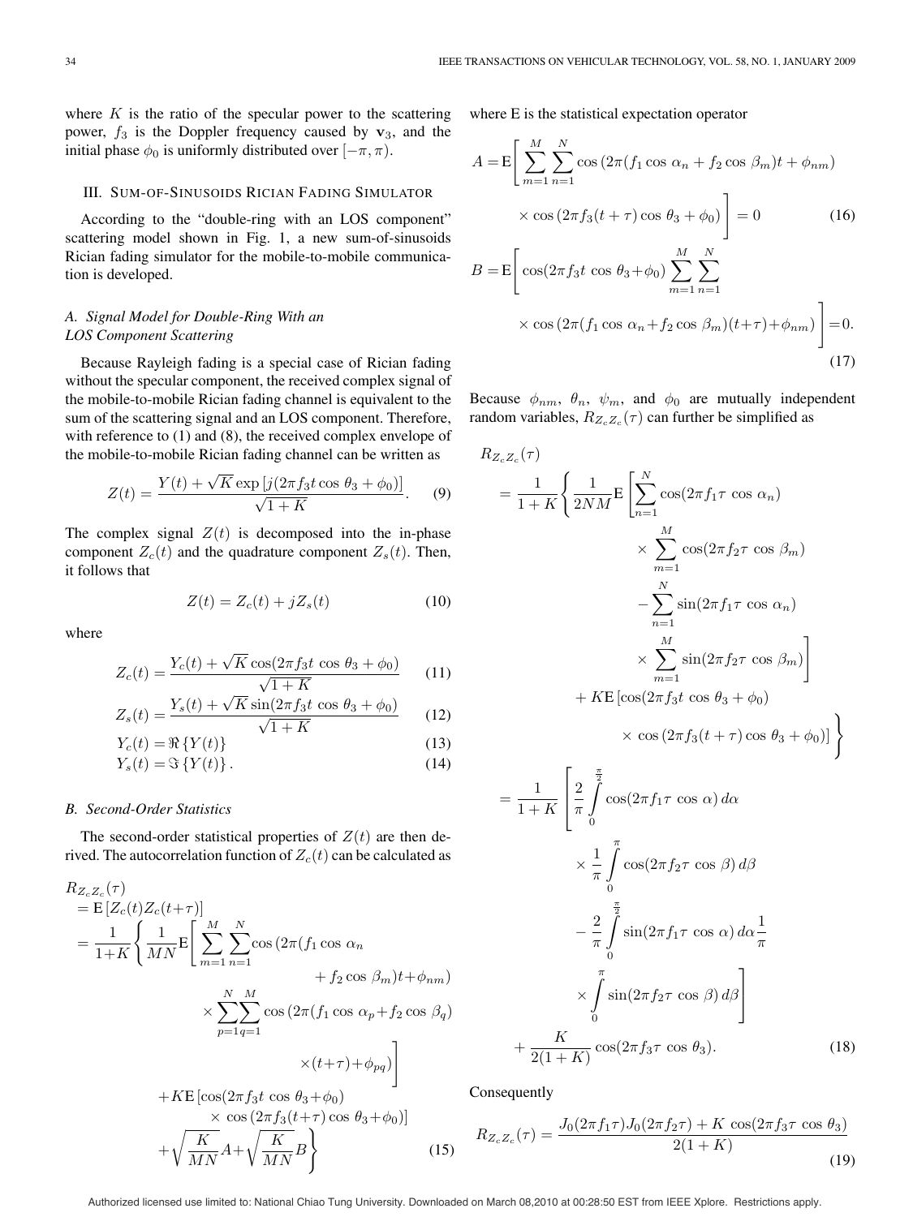where $K$ is the ratio of the specular power to the scattering power, $f_3$ is the Doppler frequency caused by $\mathbf{v}_3$, and the initial phase $\phi_0$ is uniformly distributed over $[-\pi, \pi)$.

## III. Sum-of-Sinusoids Rician Fading Simulator

According to the "double-ring with an LOS component" scattering model shown in Fig. 1, a new sum-of-sinusoids Rician fading simulator for the mobile-to-mobile communication is developed.

### A. Signal Model for Double-Ring With an LOS Component Scattering

Because Rayleigh fading is a special case of Rician fading without the specular component, the received complex signal of the mobile-to-mobile Rician fading channel is equivalent to the sum of the scattering signal and an LOS component. Therefore, with reference to (1) and (8), the received complex envelope of the mobile-to-mobile Rician fading channel can be written as

$$Z(t) = \frac{Y(t) + \sqrt{K}\exp\left[j(2\pi f_3 t \cos\theta_3 + \phi_0)\right]}{\sqrt{1+K}}. \quad (9)$$

The complex signal $Z(t)$ is decomposed into the in-phase component $Z_c(t)$ and the quadrature component $Z_s(t)$. Then, it follows that

$$Z(t) = Z_c(t) + jZ_s(t) \quad (10)$$

where

$$Z_c(t) = \frac{Y_c(t) + \sqrt{K}\cos(2\pi f_3 t\,\cos\theta_3 + \phi_0)}{\sqrt{1+K}} \quad (11)$$

$$Z_s(t) = \frac{Y_s(t) + \sqrt{K}\sin(2\pi f_3 t\,\cos\theta_3 + \phi_0)}{\sqrt{1+K}} \quad (12)$$

$$Y_c(t) = \Re\{Y(t)\} \quad (13)$$

$$Y_s(t) = \Im\{Y(t)\}. \quad (14)$$

### B. Second-Order Statistics

The second-order statistical properties of $Z(t)$ are then derived. The autocorrelation function of $Z_c(t)$ can be calculated as

$$\begin{aligned}
R_{Z_cZ_c}(\tau) &= \mathrm{E}\left[Z_c(t)Z_c(t+\tau)\right] \\
&= \frac{1}{1+K}\Bigg\{\frac{1}{MN}\mathrm{E}\Bigg[\sum_{m=1}^{M}\sum_{n=1}^{N}\cos\left(2\pi(f_1\cos\alpha_n + f_2\cos\beta_m)t+\phi_{nm}\right) \\
&\qquad\times\sum_{p=1}^{N}\sum_{q=1}^{M}\cos\left(2\pi(f_1\cos\alpha_p+f_2\cos\beta_q)(t+\tau)+\phi_{pq}\right)\Bigg] \\
&\qquad+K\mathrm{E}\left[\cos(2\pi f_3 t\,\cos\theta_3+\phi_0)\times\cos\left(2\pi f_3(t+\tau)\cos\theta_3+\phi_0\right)\right] \\
&\qquad+\sqrt{\frac{K}{MN}}A+\sqrt{\frac{K}{MN}}B\Bigg\}
\end{aligned} \quad (15)$$

where E is the statistical expectation operator

$$A = \mathrm{E}\Bigg[\sum_{m=1}^{M}\sum_{n=1}^{N}\cos\left(2\pi(f_1\cos\alpha_n + f_2\cos\beta_m)t + \phi_{nm}\right) \times\cos\left(2\pi f_3(t+\tau)\cos\theta_3+\phi_0\right)\Bigg] = 0 \quad (16)$$

$$B = \mathrm{E}\Bigg[\cos(2\pi f_3 t\,\cos\theta_3+\phi_0)\sum_{m=1}^{M}\sum_{n=1}^{N} \times\cos\left(2\pi(f_1\cos\alpha_n+f_2\cos\beta_m)(t+\tau)+\phi_{nm}\right)\Bigg]=0. \quad (17)$$

Because $\phi_{nm}$, $\theta_n$, $\psi_m$, and $\phi_0$ are mutually independent random variables, $R_{Z_cZ_c}(\tau)$ can further be simplified as

$$\begin{aligned}
R_{Z_cZ_c}(\tau) &= \frac{1}{1+K}\Bigg\{\frac{1}{2NM}\mathrm{E}\Bigg[\sum_{n=1}^{N}\cos(2\pi f_1\tau\,\cos\alpha_n)\times\sum_{m=1}^{M}\cos(2\pi f_2\tau\,\cos\beta_m) \\
&\qquad-\sum_{n=1}^{N}\sin(2\pi f_1\tau\,\cos\alpha_n)\times\sum_{m=1}^{M}\sin(2\pi f_2\tau\,\cos\beta_m)\Bigg] \\
&\qquad+K\mathrm{E}\left[\cos(2\pi f_3 t\,\cos\theta_3+\phi_0)\times\cos\left(2\pi f_3(t+\tau)\cos\theta_3+\phi_0\right)\right]\Bigg\} \\
&= \frac{1}{1+K}\Bigg[\frac{2}{\pi}\int_0^{\frac{\pi}{2}}\cos(2\pi f_1\tau\,\cos\alpha)\,d\alpha\times\frac{1}{\pi}\int_0^{\pi}\cos(2\pi f_2\tau\,\cos\beta)\,d\beta \\
&\qquad-\frac{2}{\pi}\int_0^{\frac{\pi}{2}}\sin(2\pi f_1\tau\,\cos\alpha)\,d\alpha\frac{1}{\pi}\times\int_0^{\pi}\sin(2\pi f_2\tau\,\cos\beta)\,d\beta\Bigg] \\
&\qquad+\frac{K}{2(1+K)}\cos(2\pi f_3\tau\,\cos\theta_3).
\end{aligned} \quad (18)$$

Consequently

$$R_{Z_cZ_c}(\tau) = \frac{J_0(2\pi f_1\tau)J_0(2\pi f_2\tau) + K\,\cos(2\pi f_3\tau\,\cos\theta_3)}{2(1+K)} \quad (19)$$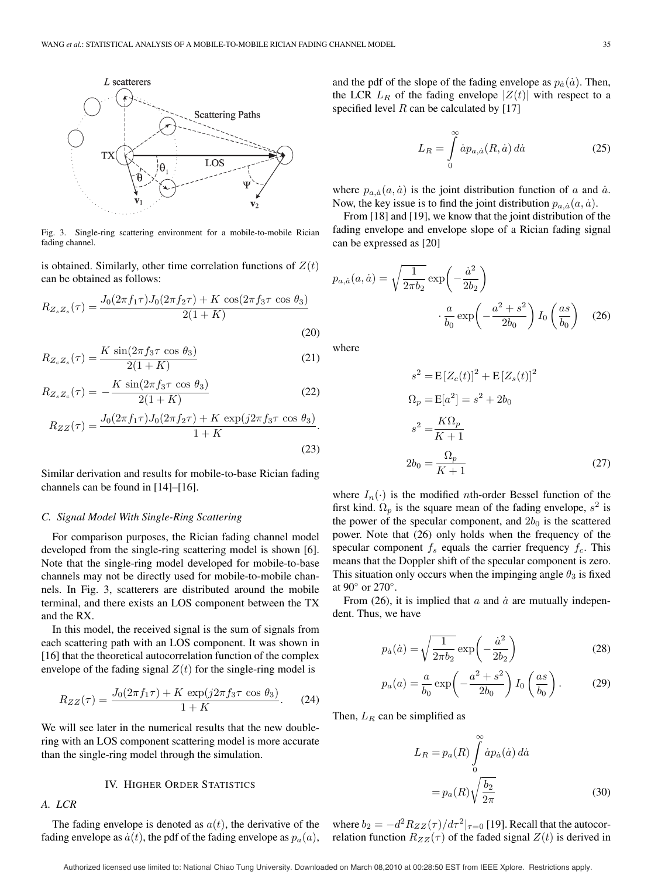Fig. 3. Single-ring scattering environment for a mobile-to-mobile Rician fading channel.

is obtained. Similarly, other time correlation functions of $Z(t)$ can be obtained as follows:

$$R_{Z_sZ_s}(\tau) = \frac{J_0(2\pi f_1 \tau) J_0(2\pi f_2 \tau) + K \cos(2\pi f_3 \tau \cos\theta_3)}{2(1+K)} \tag{20}$$

$$R_{Z_cZ_s}(\tau) = \frac{K \sin(2\pi f_3 \tau \cos\theta_3)}{2(1+K)} \tag{21}$$

$$R_{Z_sZ_c}(\tau) = -\frac{K \sin(2\pi f_3 \tau \cos\theta_3)}{2(1+K)} \tag{22}$$

$$R_{ZZ}(\tau) = \frac{J_0(2\pi f_1 \tau) J_0(2\pi f_2 \tau) + K \exp(j 2\pi f_3 \tau \cos\theta_3)}{1+K}. \tag{23}$$

Similar derivation and results for mobile-to-base Rician fading channels can be found in [14]–[16].

### C. Signal Model With Single-Ring Scattering

For comparison purposes, the Rician fading channel model developed from the single-ring scattering model is shown [6]. Note that the single-ring model developed for mobile-to-base channels may not be directly used for mobile-to-mobile channels. In Fig. 3, scatterers are distributed around the mobile terminal, and there exists an LOS component between the TX and the RX.

In this model, the received signal is the sum of signals from each scattering path with an LOS component. It was shown in [16] that the theoretical autocorrelation function of the complex envelope of the fading signal $Z(t)$ for the single-ring model is

$$R_{ZZ}(\tau) = \frac{J_0(2\pi f_1 \tau) + K \exp(j 2\pi f_3 \tau \cos\theta_3)}{1+K}. \tag{24}$$

We will see later in the numerical results that the new double-ring with an LOS component scattering model is more accurate than the single-ring model through the simulation.

## IV. Higher Order Statistics

### A. LCR

The fading envelope is denoted as $a(t)$, the derivative of the fading envelope as $\dot{a}(t)$, the pdf of the fading envelope as $p_a(a)$, and the pdf of the slope of the fading envelope as $p_{\dot{a}}(\dot{a})$. Then, the LCR $L_R$ of the fading envelope $|Z(t)|$ with respect to a specified level $R$ can be calculated by [17]

$$L_R = \int_0^\infty \dot{a} p_{a,\dot{a}}(R, \dot{a})\, d\dot{a} \tag{25}$$

where $p_{a,\dot{a}}(a, \dot{a})$ is the joint distribution function of $a$ and $\dot{a}$. Now, the key issue is to find the joint distribution $p_{a,\dot{a}}(a, \dot{a})$.

From [18] and [19], we know that the joint distribution of the fading envelope and envelope slope of a Rician fading signal can be expressed as [20]

$$p_{a,\dot{a}}(a, \dot{a}) = \sqrt{\frac{1}{2\pi b_2}} \exp\left(-\frac{\dot{a}^2}{2b_2}\right) \cdot \frac{a}{b_0} \exp\left(-\frac{a^2 + s^2}{2b_0}\right) I_0\left(\frac{as}{b_0}\right) \tag{26}$$

where

$$\begin{aligned} s^2 &= \mathrm{E}\left[Z_c(t)\right]^2 + \mathrm{E}\left[Z_s(t)\right]^2 \\ \Omega_p &= \mathrm{E}[a^2] = s^2 + 2b_0 \\ s^2 &= \frac{K\Omega_p}{K+1} \\ 2b_0 &= \frac{\Omega_p}{K+1} \end{aligned} \tag{27}$$

where $I_n(\cdot)$ is the modified $n$th-order Bessel function of the first kind. $\Omega_p$ is the square mean of the fading envelope, $s^2$ is the power of the specular component, and $2b_0$ is the scattered power. Note that (26) only holds when the frequency of the specular component $f_s$ equals the carrier frequency $f_c$. This means that the Doppler shift of the specular component is zero. This situation only occurs when the impinging angle $\theta_3$ is fixed at 90° or 270°.

From (26), it is implied that $a$ and $\dot{a}$ are mutually independent. Thus, we have

$$p_{\dot{a}}(\dot{a}) = \sqrt{\frac{1}{2\pi b_2}} \exp\left(-\frac{\dot{a}^2}{2b_2}\right) \tag{28}$$

$$p_a(a) = \frac{a}{b_0} \exp\left(-\frac{a^2 + s^2}{2b_0}\right) I_0\left(\frac{as}{b_0}\right). \tag{29}$$

Then, $L_R$ can be simplified as

$$\begin{aligned} L_R &= p_a(R) \int_0^\infty \dot{a} p_{\dot{a}}(\dot{a})\, d\dot{a} \\ &= p_a(R) \sqrt{\frac{b_2}{2\pi}} \end{aligned} \tag{30}$$

where $b_2 = -d^2 R_{ZZ}(\tau)/d\tau^2|_{\tau=0}$ [19]. Recall that the autocorrelation function $R_{ZZ}(\tau)$ of the faded signal $Z(t)$ is derived in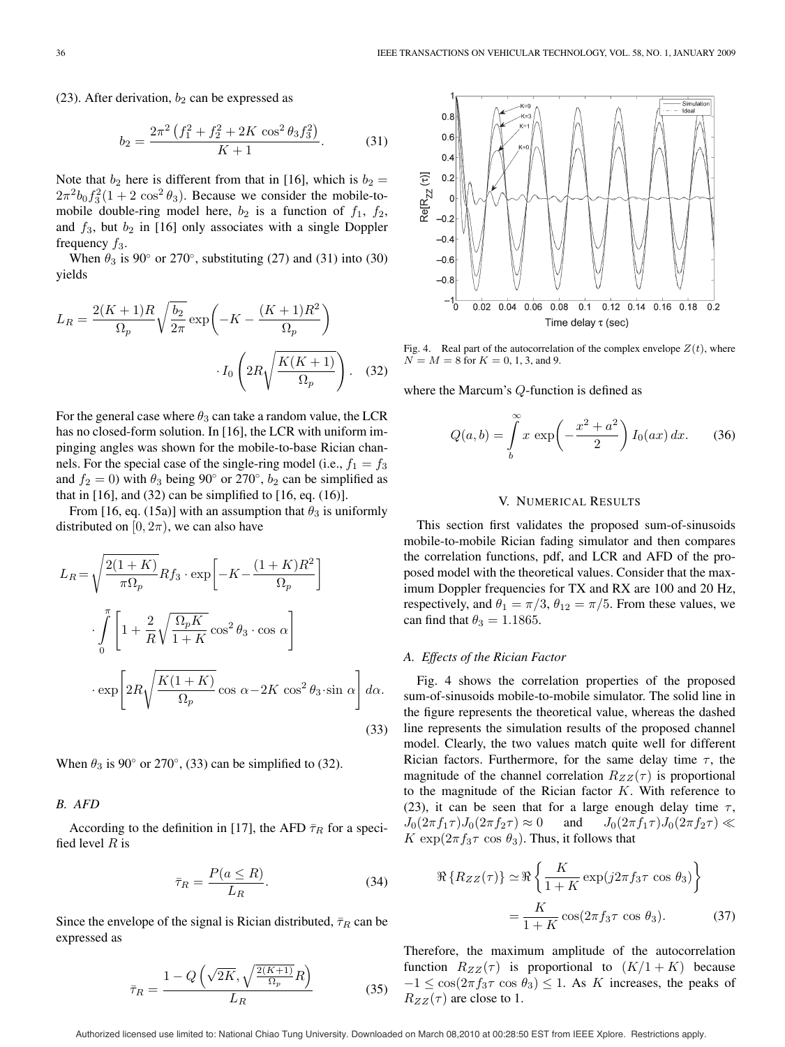(23). After derivation, $b_2$ can be expressed as

$$b_2 = \frac{2\pi^2 \left(f_1^2 + f_2^2 + 2K \cos^2 \theta_3 f_3^2\right)}{K+1}. \tag{31}$$

Note that $b_2$ here is different from that in [16], which is $b_2 = 2\pi^2 b_0 f_3^2 (1 + 2\cos^2 \theta_3)$. Because we consider the mobile-to-mobile double-ring model here, $b_2$ is a function of $f_1$, $f_2$, and $f_3$, but $b_2$ in [16] only associates with a single Doppler frequency $f_3$.

When $\theta_3$ is 90° or 270°, substituting (27) and (31) into (30) yields

$$L_R = \frac{2(K+1)R}{\Omega_p}\sqrt{\frac{b_2}{2\pi}} \exp\left(-K - \frac{(K+1)R^2}{\Omega_p}\right) \cdot I_0\left(2R\sqrt{\frac{K(K+1)}{\Omega_p}}\right). \tag{32}$$

For the general case where $\theta_3$ can take a random value, the LCR has no closed-form solution. In [16], the LCR with uniform impinging angles was shown for the mobile-to-base Rician channels. For the special case of the single-ring model (i.e., $f_1 = f_3$ and $f_2 = 0$) with $\theta_3$ being 90° or 270°, $b_2$ can be simplified as that in [16], and (32) can be simplified to [16, eq. (16)].

From [16, eq. (15a)] with an assumption that $\theta_3$ is uniformly distributed on $[0, 2\pi)$, we can also have

$$\begin{aligned} L_R = &\sqrt{\frac{2(1+K)}{\pi\Omega_p}} R f_3 \cdot \exp\left[-K - \frac{(1+K)R^2}{\Omega_p}\right] \\ &\cdot \int_0^{\pi} \left[1 + \frac{2}{R}\sqrt{\frac{\Omega_p K}{1+K}} \cos^2\theta_3 \cdot \cos\alpha\right] \\ &\cdot \exp\left[2R\sqrt{\frac{K(1+K)}{\Omega_p}} \cos\alpha - 2K\cos^2\theta_3 \cdot \sin\alpha\right] d\alpha. \end{aligned} \tag{33}$$

When $\theta_3$ is 90° or 270°, (33) can be simplified to (32).

### B. AFD

According to the definition in [17], the AFD $\bar{\tau}_R$ for a specified level $R$ is

$$\bar{\tau}_R = \frac{P(a \le R)}{L_R}. \tag{34}$$

Since the envelope of the signal is Rician distributed, $\bar{\tau}_R$ can be expressed as

$$\bar{\tau}_R = \frac{1 - Q\left(\sqrt{2K}, \sqrt{\frac{2(K+1)}{\Omega_p}} R\right)}{L_R} \tag{35}$$

Fig. 4. Real part of the autocorrelation of the complex envelope $Z(t)$, where $N = M = 8$ for $K = 0$, 1, 3, and 9.

where the Marcum's $Q$-function is defined as

$$Q(a, b) = \int_b^{\infty} x \exp\left(-\frac{x^2 + a^2}{2}\right) I_0(ax)\, dx. \tag{36}$$

## V. Numerical Results

This section first validates the proposed sum-of-sinusoids mobile-to-mobile Rician fading simulator and then compares the correlation functions, pdf, and LCR and AFD of the proposed model with the theoretical values. Consider that the maximum Doppler frequencies for TX and RX are 100 and 20 Hz, respectively, and $\theta_1 = \pi/3$, $\theta_{12} = \pi/5$. From these values, we can find that $\theta_3 = 1.1865$.

### A. Effects of the Rician Factor

Fig. 4 shows the correlation properties of the proposed sum-of-sinusoids mobile-to-mobile simulator. The solid line in the figure represents the theoretical value, whereas the dashed line represents the simulation results of the proposed channel model. Clearly, the two values match quite well for different Rician factors. Furthermore, for the same delay time $\tau$, the magnitude of the channel correlation $R_{ZZ}(\tau)$ is proportional to the magnitude of the Rician factor $K$. With reference to (23), it can be seen that for a large enough delay time $\tau$, $J_0(2\pi f_1 \tau) J_0(2\pi f_2 \tau) \approx 0$ and $J_0(2\pi f_1 \tau) J_0(2\pi f_2 \tau) \ll K \exp(2\pi f_3 \tau \cos\theta_3)$. Thus, it follows that

$$\begin{aligned} \Re\{R_{ZZ}(\tau)\} &\simeq \Re\left\{\frac{K}{1+K} \exp(j2\pi f_3 \tau \cos\theta_3)\right\} \\ &= \frac{K}{1+K} \cos(2\pi f_3 \tau \cos\theta_3). \end{aligned} \tag{37}$$

Therefore, the maximum amplitude of the autocorrelation function $R_{ZZ}(\tau)$ is proportional to $(K/1+K)$ because $-1 \le \cos(2\pi f_3 \tau \cos\theta_3) \le 1$. As $K$ increases, the peaks of $R_{ZZ}(\tau)$ are close to 1.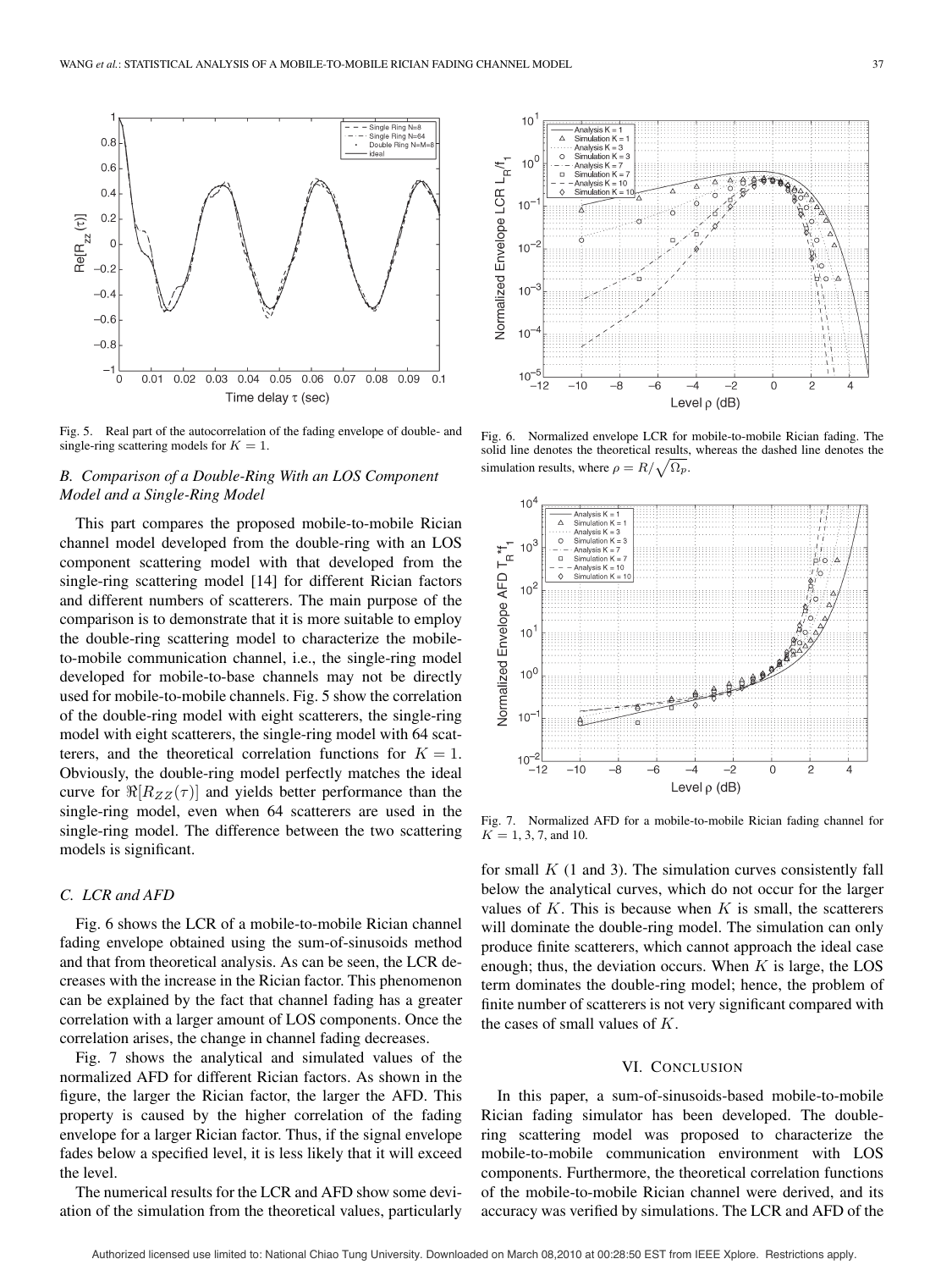Fig. 5. Real part of the autocorrelation of the fading envelope of double- and single-ring scattering models for $K = 1$.

Fig. 6. Normalized envelope LCR for mobile-to-mobile Rician fading. The solid line denotes the theoretical results, whereas the dashed line denotes the simulation results, where $\rho = R/\sqrt{\Omega_p}$.

Fig. 7. Normalized AFD for a mobile-to-mobile Rician fading channel for $K = 1, 3, 7$, and 10.

### B. Comparison of a Double-Ring With an LOS Component Model and a Single-Ring Model

This part compares the proposed mobile-to-mobile Rician channel model developed from the double-ring with an LOS component scattering model with that developed from the single-ring scattering model [14] for different Rician factors and different numbers of scatterers. The main purpose of the comparison is to demonstrate that it is more suitable to employ the double-ring scattering model to characterize the mobile-to-mobile communication channel, i.e., the single-ring model developed for mobile-to-base channels may not be directly used for mobile-to-mobile channels. Fig. 5 show the correlation of the double-ring model with eight scatterers, the single-ring model with eight scatterers, the single-ring model with 64 scatterers, and the theoretical correlation functions for $K = 1$. Obviously, the double-ring model perfectly matches the ideal curve for $\Re[R_{ZZ}(\tau)]$ and yields better performance than the single-ring model, even when 64 scatterers are used in the single-ring model. The difference between the two scattering models is significant.

### C. LCR and AFD

Fig. 6 shows the LCR of a mobile-to-mobile Rician channel fading envelope obtained using the sum-of-sinusoids method and that from theoretical analysis. As can be seen, the LCR decreases with the increase in the Rician factor. This phenomenon can be explained by the fact that channel fading has a greater correlation with a larger amount of LOS components. Once the correlation arises, the change in channel fading decreases.

Fig. 7 shows the analytical and simulated values of the normalized AFD for different Rician factors. As shown in the figure, the larger the Rician factor, the larger the AFD. This property is caused by the higher correlation of the fading envelope for a larger Rician factor. Thus, if the signal envelope fades below a specified level, it is less likely that it will exceed the level.

The numerical results for the LCR and AFD show some deviation of the simulation from the theoretical values, particularly for small $K$ (1 and 3). The simulation curves consistently fall below the analytical curves, which do not occur for the larger values of $K$. This is because when $K$ is small, the scatterers will dominate the double-ring model. The simulation can only produce finite scatterers, which cannot approach the ideal case enough; thus, the deviation occurs. When $K$ is large, the LOS term dominates the double-ring model; hence, the problem of finite number of scatterers is not very significant compared with the cases of small values of $K$.

## VI. Conclusion

In this paper, a sum-of-sinusoids-based mobile-to-mobile Rician fading simulator has been developed. The double-ring scattering model was proposed to characterize the mobile-to-mobile communication environment with LOS components. Furthermore, the theoretical correlation functions of the mobile-to-mobile Rician channel were derived, and its accuracy was verified by simulations. The LCR and AFD of the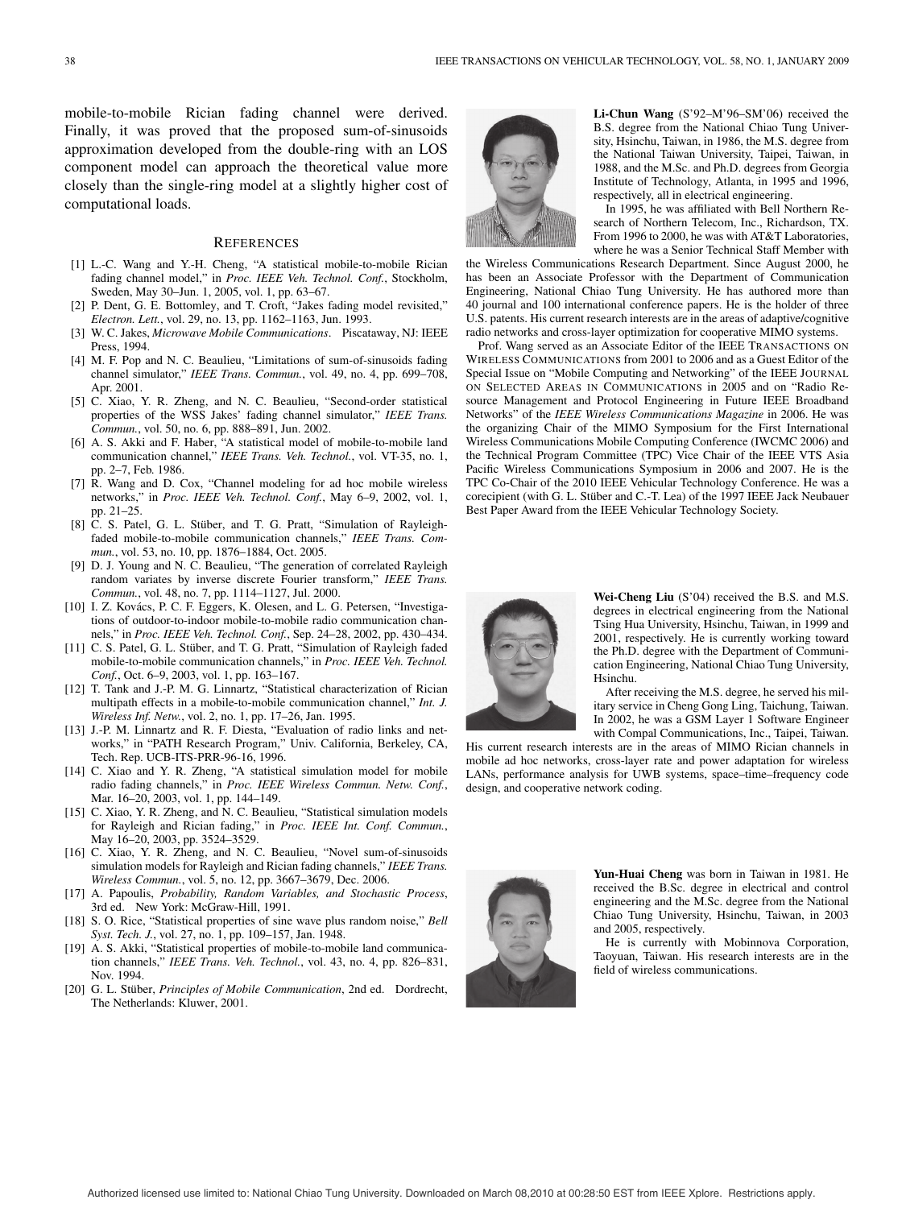mobile-to-mobile Rician fading channel were derived. Finally, it was proved that the proposed sum-of-sinusoids approximation developed from the double-ring with an LOS component model can approach the theoretical value more closely than the single-ring model at a slightly higher cost of computational loads.

## REFERENCES

[1] L.-C. Wang and Y.-H. Cheng, "A statistical mobile-to-mobile Rician fading channel model," in *Proc. IEEE Veh. Technol. Conf.*, Stockholm, Sweden, May 30–Jun. 1, 2005, vol. 1, pp. 63–67.

[2] P. Dent, G. E. Bottomley, and T. Croft, "Jakes fading model revisited," *Electron. Lett.*, vol. 29, no. 13, pp. 1162–1163, Jun. 1993.

[3] W. C. Jakes, *Microwave Mobile Communications*. Piscataway, NJ: IEEE Press, 1994.

[4] M. F. Pop and N. C. Beaulieu, "Limitations of sum-of-sinusoids fading channel simulator," *IEEE Trans. Commun.*, vol. 49, no. 4, pp. 699–708, Apr. 2001.

[5] C. Xiao, Y. R. Zheng, and N. C. Beaulieu, "Second-order statistical properties of the WSS Jakes' fading channel simulator," *IEEE Trans. Commun.*, vol. 50, no. 6, pp. 888–891, Jun. 2002.

[6] A. S. Akki and F. Haber, "A statistical model of mobile-to-mobile land communication channel," *IEEE Trans. Veh. Technol.*, vol. VT-35, no. 1, pp. 2–7, Feb. 1986.

[7] R. Wang and D. Cox, "Channel modeling for ad hoc mobile wireless networks," in *Proc. IEEE Veh. Technol. Conf.*, May 6–9, 2002, vol. 1, pp. 21–25.

[8] C. S. Patel, G. L. Stüber, and T. G. Pratt, "Simulation of Rayleigh-faded mobile-to-mobile communication channels," *IEEE Trans. Commun.*, vol. 53, no. 10, pp. 1876–1884, Oct. 2005.

[9] D. J. Young and N. C. Beaulieu, "The generation of correlated Rayleigh random variates by inverse discrete Fourier transform," *IEEE Trans. Commun.*, vol. 48, no. 7, pp. 1114–1127, Jul. 2000.

[10] I. Z. Kovács, P. C. F. Eggers, K. Olesen, and L. G. Petersen, "Investigations of outdoor-to-indoor mobile-to-mobile radio communication channels," in *Proc. IEEE Veh. Technol. Conf.*, Sep. 24–28, 2002, pp. 430–434.

[11] C. S. Patel, G. L. Stüber, and T. G. Pratt, "Simulation of Rayleigh faded mobile-to-mobile communication channels," in *Proc. IEEE Veh. Technol. Conf.*, Oct. 6–9, 2003, vol. 1, pp. 163–167.

[12] T. Tank and J.-P. M. G. Linnartz, "Statistical characterization of Rician multipath effects in a mobile-to-mobile communication channel," *Int. J. Wireless Inf. Netw.*, vol. 2, no. 1, pp. 17–26, Jan. 1995.

[13] J.-P. M. Linnartz and R. F. Diesta, "Evaluation of radio links and networks," in "PATH Research Program," Univ. California, Berkeley, CA, Tech. Rep. UCB-ITS-PRR-96-16, 1996.

[14] C. Xiao and Y. R. Zheng, "A statistical simulation model for mobile radio fading channels," in *Proc. IEEE Wireless Commun. Netw. Conf.*, Mar. 16–20, 2003, vol. 1, pp. 144–149.

[15] C. Xiao, Y. R. Zheng, and N. C. Beaulieu, "Statistical simulation models for Rayleigh and Rician fading," in *Proc. IEEE Int. Conf. Commun.*, May 16–20, 2003, pp. 3524–3529.

[16] C. Xiao, Y. R. Zheng, and N. C. Beaulieu, "Novel sum-of-sinusoids simulation models for Rayleigh and Rician fading channels," *IEEE Trans. Wireless Commun.*, vol. 5, no. 12, pp. 3667–3679, Dec. 2006.

[17] A. Papoulis, *Probability, Random Variables, and Stochastic Process*, 3rd ed. New York: McGraw-Hill, 1991.

[18] S. O. Rice, "Statistical properties of sine wave plus random noise," *Bell Syst. Tech. J.*, vol. 27, no. 1, pp. 109–157, Jan. 1948.

[19] A. S. Akki, "Statistical properties of mobile-to-mobile land communication channels," *IEEE Trans. Veh. Technol.*, vol. 43, no. 4, pp. 826–831, Nov. 1994.

[20] G. L. Stüber, *Principles of Mobile Communication*, 2nd ed. Dordrecht, The Netherlands: Kluwer, 2001.

**Li-Chun Wang** (S'92–M'96–SM'06) received the B.S. degree from the National Chiao Tung University, Hsinchu, Taiwan, in 1986, the M.S. degree from the National Taiwan University, Taipei, Taiwan, in 1988, and the M.Sc. and Ph.D. degrees from Georgia Institute of Technology, Atlanta, in 1995 and 1996, respectively, all in electrical engineering.

In 1995, he was affiliated with Bell Northern Research of Northern Telecom, Inc., Richardson, TX. From 1996 to 2000, he was with AT&T Laboratories, where he was a Senior Technical Staff Member with the Wireless Communications Research Department. Since August 2000, he has been an Associate Professor with the Department of Communication Engineering, National Chiao Tung University. He has authored more than 40 journal and 100 international conference papers. He is the holder of three U.S. patents. His current research interests are in the areas of adaptive/cognitive radio networks and cross-layer optimization for cooperative MIMO systems.

Prof. Wang served as an Associate Editor of the IEEE TRANSACTIONS ON WIRELESS COMMUNICATIONS from 2001 to 2006 and as a Guest Editor of the Special Issue on "Mobile Computing and Networking" of the IEEE JOURNAL ON SELECTED AREAS IN COMMUNICATIONS in 2005 and on "Radio Resource Management and Protocol Engineering in Future IEEE Broadband Networks" of the *IEEE Wireless Communications Magazine* in 2006. He was the organizing Chair of the MIMO Symposium for the First International Wireless Communications Mobile Computing Conference (IWCMC 2006) and the Technical Program Committee (TPC) Vice Chair of the IEEE VTS Asia Pacific Wireless Communications Symposium in 2006 and 2007. He is the TPC Co-Chair of the 2010 IEEE Vehicular Technology Conference. He was a corecipient (with G. L. Stüber and C.-T. Lea) of the 1997 IEEE Jack Neubauer Best Paper Award from the IEEE Vehicular Technology Society.

**Wei-Cheng Liu** (S'04) received the B.S. and M.S. degrees in electrical engineering from the National Tsing Hua University, Hsinchu, Taiwan, in 1999 and 2001, respectively. He is currently working toward the Ph.D. degree with the Department of Communication Engineering, National Chiao Tung University, Hsinchu.

After receiving the M.S. degree, he served his military service in Cheng Gong Ling, Taichung, Taiwan. In 2002, he was a GSM Layer 1 Software Engineer with Compal Communications, Inc., Taipei, Taiwan. His current research interests are in the areas of MIMO Rician channels in mobile ad hoc networks, cross-layer rate and power adaptation for wireless LANs, performance analysis for UWB systems, space–time–frequency code design, and cooperative network coding.

**Yun-Huai Cheng** was born in Taiwan in 1981. He received the B.Sc. degree in electrical and control engineering and the M.Sc. degree from the National Chiao Tung University, Hsinchu, Taiwan, in 2003 and 2005, respectively.

He is currently with Mobinnova Corporation, Taoyuan, Taiwan. His research interests are in the field of wireless communications.